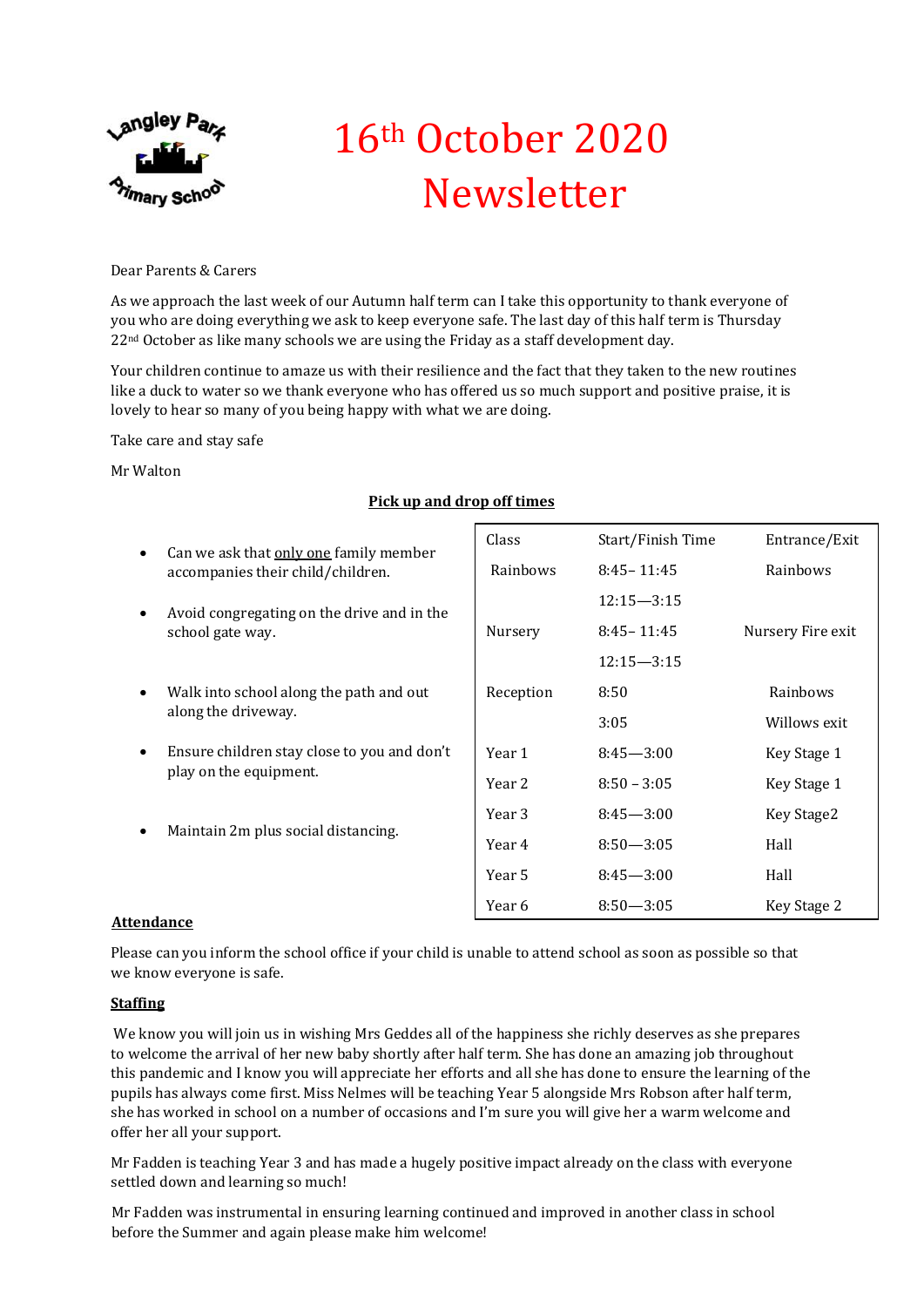# 16th October 2020 Newsletter

Dear Parents & Carers

As we approach the last week of our Autumn half term can I take this opportunity to thank everyone of you who are doing everything we ask to keep everyone safe. The last day of this half term is Thursday 22nd October as like many schools we are using the Friday as a staff development day.

Your children continue to amaze us with their resilience and the fact that they taken to the new routines like a duck to water so we thank everyone who has offered us so much support and positive praise, it is lovely to hear so many of you being happy with what we are doing.

Take care and stay safe

Mr Walton

**Pick up and drop off times**

- Can we ask that only one family member accompanies their child/children.
- Avoid congregating on the drive and in the school gate way.
- Walk into school along the path and out along the driveway.
- Ensure children stay close to you and don't play on the equipment.
- Maintain 2m plus social distancing.

| Class | Start/Finish Time | Entrance/Exit |
|---|---|---|
| Rainbows | 8:45– 11:45 | Rainbows |
| | 12:15—3:15 | |
| Nursery | 8:45– 11:45 | Nursery Fire exit |
| | 12:15—3:15 | |
| Reception | 8:50 | Rainbows |
| | 3:05 | Willows exit |
| Year 1 | 8:45—3:00 | Key Stage 1 |
| Year 2 | 8:50 – 3:05 | Key Stage 1 |
| Year 3 | 8:45—3:00 | Key Stage2 |
| Year 4 | 8:50—3:05 | Hall |
| Year 5 | 8:45—3:00 | Hall |
| Year 6 | 8:50—3:05 | Key Stage 2 |

**Attendance**

Please can you inform the school office if your child is unable to attend school as soon as possible so that we know everyone is safe.

**Staffing**

We know you will join us in wishing Mrs Geddes all of the happiness she richly deserves as she prepares to welcome the arrival of her new baby shortly after half term. She has done an amazing job throughout this pandemic and I know you will appreciate her efforts and all she has done to ensure the learning of the pupils has always come first. Miss Nelmes will be teaching Year 5 alongside Mrs Robson after half term, she has worked in school on a number of occasions and I'm sure you will give her a warm welcome and offer her all your support.

Mr Fadden is teaching Year 3 and has made a hugely positive impact already on the class with everyone settled down and learning so much!

Mr Fadden was instrumental in ensuring learning continued and improved in another class in school before the Summer and again please make him welcome!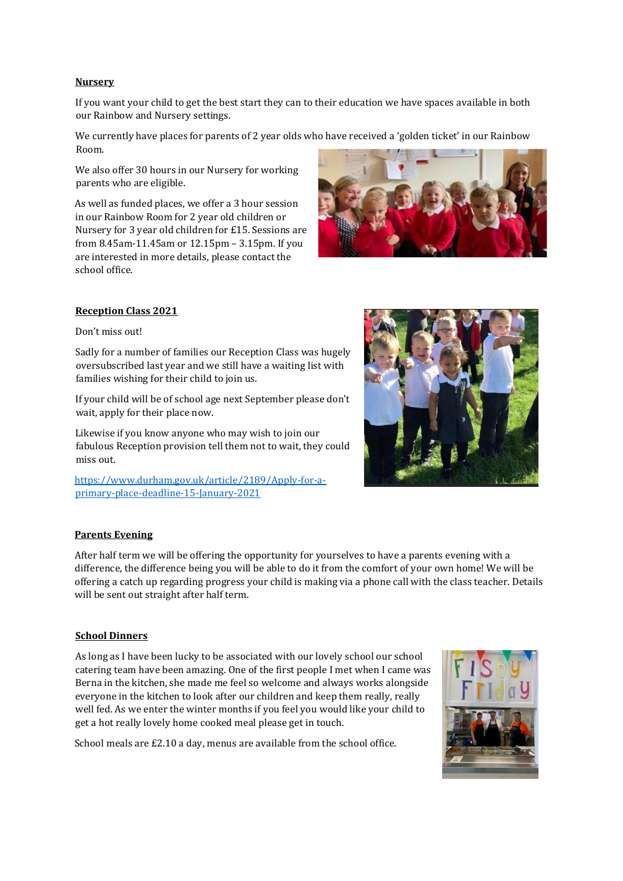**Nursery**

If you want your child to get the best start they can to their education we have spaces available in both our Rainbow and Nursery settings.

We currently have places for parents of 2 year olds who have received a 'golden ticket' in our Rainbow Room.

We also offer 30 hours in our Nursery for working parents who are eligible.

As well as funded places, we offer a 3 hour session in our Rainbow Room for 2 year old children or Nursery for 3 year old children for £15. Sessions are from 8.45am-11.45am or 12.15pm – 3.15pm. If you are interested in more details, please contact the school office.

**Reception Class 2021**

Don't miss out!

Sadly for a number of families our Reception Class was hugely oversubscribed last year and we still have a waiting list with families wishing for their child to join us.

If your child will be of school age next September please don't wait, apply for their place now.

Likewise if you know anyone who may wish to join our fabulous Reception provision tell them not to wait, they could miss out.

[https://www.durham.gov.uk/article/2189/Apply-for-a-primary-place-deadline-15-January-2021](https://www.durham.gov.uk/article/2189/Apply-for-a-primary-place-deadline-15-January-2021)

**Parents Evening**

After half term we will be offering the opportunity for yourselves to have a parents evening with a difference, the difference being you will be able to do it from the comfort of your own home! We will be offering a catch up regarding progress your child is making via a phone call with the class teacher. Details will be sent out straight after half term.

**School Dinners**

As long as I have been lucky to be associated with our lovely school our school catering team have been amazing. One of the first people I met when I came was Berna in the kitchen, she made me feel so welcome and always works alongside everyone in the kitchen to look after our children and keep them really, really well fed. As we enter the winter months if you feel you would like your child to get a hot really lovely home cooked meal please get in touch.

School meals are £2.10 a day, menus are available from the school office.